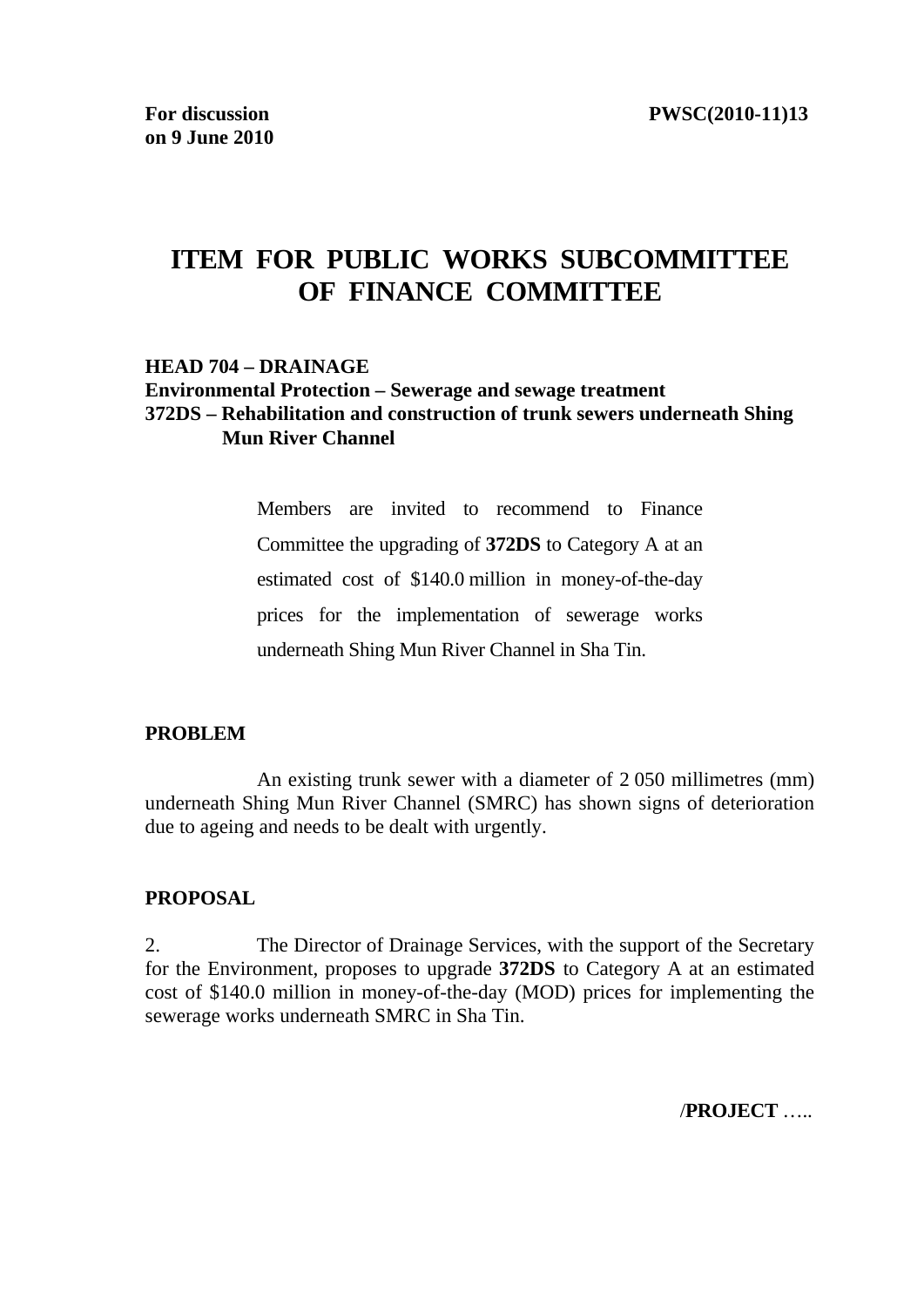**For discussion on 9 June 2010**

**PWSC(2010-11)13**

# ITEM FOR PUBLIC WORKS SUBCOMMITTEE OF FINANCE COMMITTEE

**HEAD 704 – DRAINAGE**
**Environmental Protection – Sewerage and sewage treatment**
**372DS – Rehabilitation and construction of trunk sewers underneath Shing Mun River Channel**

> Members are invited to recommend to Finance Committee the upgrading of **372DS** to Category A at an estimated cost of $140.0 million in money-of-the-day prices for the implementation of sewerage works underneath Shing Mun River Channel in Sha Tin.

**PROBLEM**

An existing trunk sewer with a diameter of 2 050 millimetres (mm) underneath Shing Mun River Channel (SMRC) has shown signs of deterioration due to ageing and needs to be dealt with urgently.

**PROPOSAL**

2. The Director of Drainage Services, with the support of the Secretary for the Environment, proposes to upgrade **372DS** to Category A at an estimated cost of $140.0 million in money-of-the-day (MOD) prices for implementing the sewerage works underneath SMRC in Sha Tin.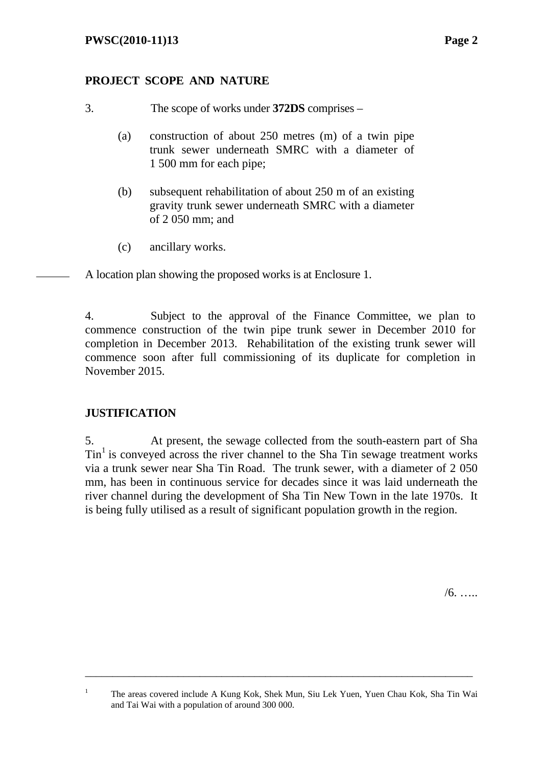## PROJECT SCOPE AND NATURE

3. The scope of works under **372DS** comprises –

(a) construction of about 250 metres (m) of a twin pipe trunk sewer underneath SMRC with a diameter of 1 500 mm for each pipe;

(b) subsequent rehabilitation of about 250 m of an existing gravity trunk sewer underneath SMRC with a diameter of 2 050 mm; and

(c) ancillary works.

A location plan showing the proposed works is at Enclosure 1.

4. Subject to the approval of the Finance Committee, we plan to commence construction of the twin pipe trunk sewer in December 2010 for completion in December 2013. Rehabilitation of the existing trunk sewer will commence soon after full commissioning of its duplicate for completion in November 2015.

## JUSTIFICATION

5. At present, the sewage collected from the south-eastern part of Sha Tin[1] is conveyed across the river channel to the Sha Tin sewage treatment works via a trunk sewer near Sha Tin Road. The trunk sewer, with a diameter of 2 050 mm, has been in continuous service for decades since it was laid underneath the river channel during the development of Sha Tin New Town in the late 1970s. It is being fully utilised as a result of significant population growth in the region.

/6. …..

---

[1] The areas covered include A Kung Kok, Shek Mun, Siu Lek Yuen, Yuen Chau Kok, Sha Tin Wai and Tai Wai with a population of around 300 000.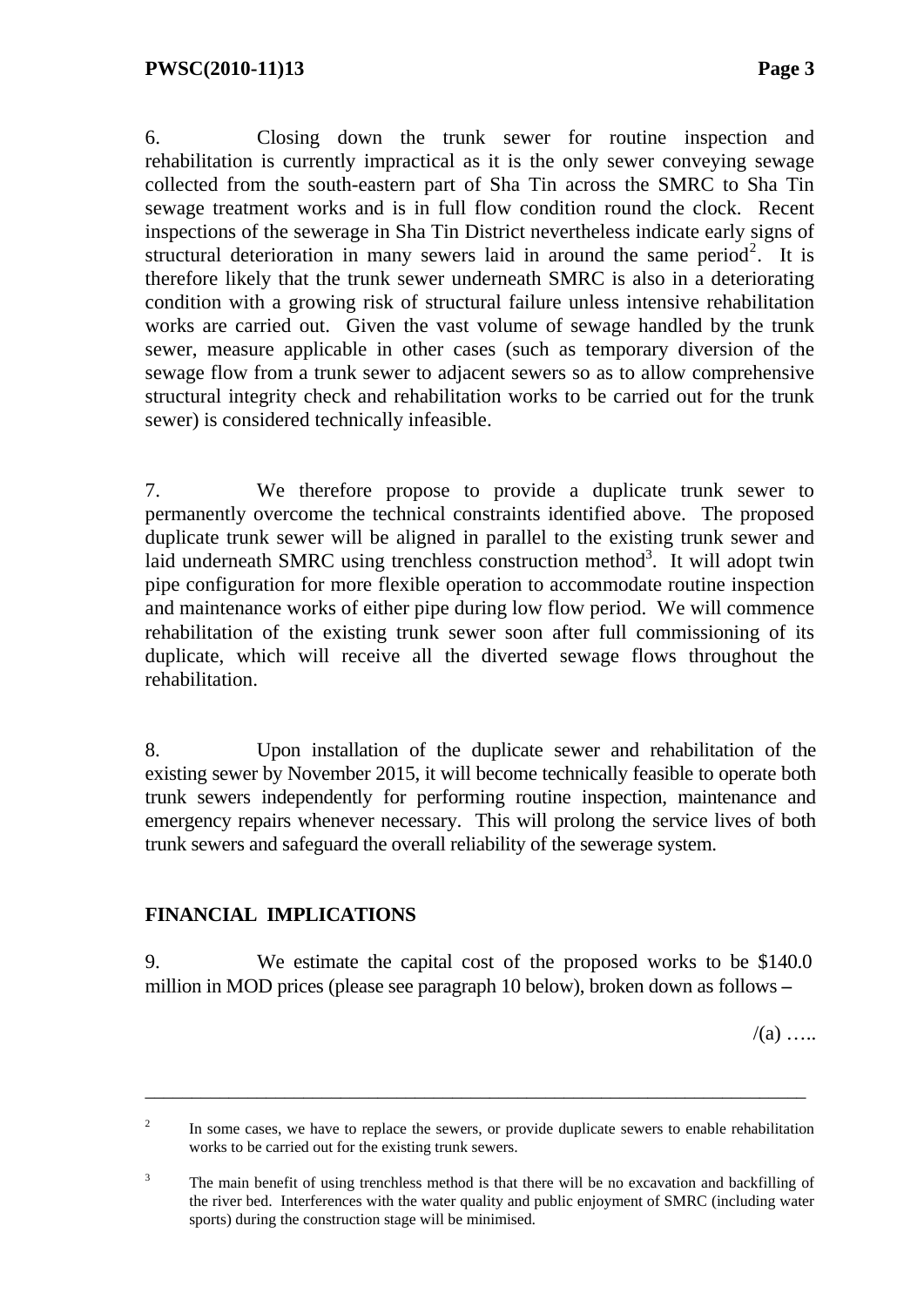6. Closing down the trunk sewer for routine inspection and rehabilitation is currently impractical as it is the only sewer conveying sewage collected from the south-eastern part of Sha Tin across the SMRC to Sha Tin sewage treatment works and is in full flow condition round the clock. Recent inspections of the sewerage in Sha Tin District nevertheless indicate early signs of structural deterioration in many sewers laid in around the same period[2]. It is therefore likely that the trunk sewer underneath SMRC is also in a deteriorating condition with a growing risk of structural failure unless intensive rehabilitation works are carried out. Given the vast volume of sewage handled by the trunk sewer, measure applicable in other cases (such as temporary diversion of the sewage flow from a trunk sewer to adjacent sewers so as to allow comprehensive structural integrity check and rehabilitation works to be carried out for the trunk sewer) is considered technically infeasible.

7. We therefore propose to provide a duplicate trunk sewer to permanently overcome the technical constraints identified above. The proposed duplicate trunk sewer will be aligned in parallel to the existing trunk sewer and laid underneath SMRC using trenchless construction method[3]. It will adopt twin pipe configuration for more flexible operation to accommodate routine inspection and maintenance works of either pipe during low flow period. We will commence rehabilitation of the existing trunk sewer soon after full commissioning of its duplicate, which will receive all the diverted sewage flows throughout the rehabilitation.

8. Upon installation of the duplicate sewer and rehabilitation of the existing sewer by November 2015, it will become technically feasible to operate both trunk sewers independently for performing routine inspection, maintenance and emergency repairs whenever necessary. This will prolong the service lives of both trunk sewers and safeguard the overall reliability of the sewerage system.

## FINANCIAL IMPLICATIONS

9. We estimate the capital cost of the proposed works to be $140.0 million in MOD prices (please see paragraph 10 below), broken down as follows –

/(a) …..

---

[2] In some cases, we have to replace the sewers, or provide duplicate sewers to enable rehabilitation works to be carried out for the existing trunk sewers.

[3] The main benefit of using trenchless method is that there will be no excavation and backfilling of the river bed. Interferences with the water quality and public enjoyment of SMRC (including water sports) during the construction stage will be minimised.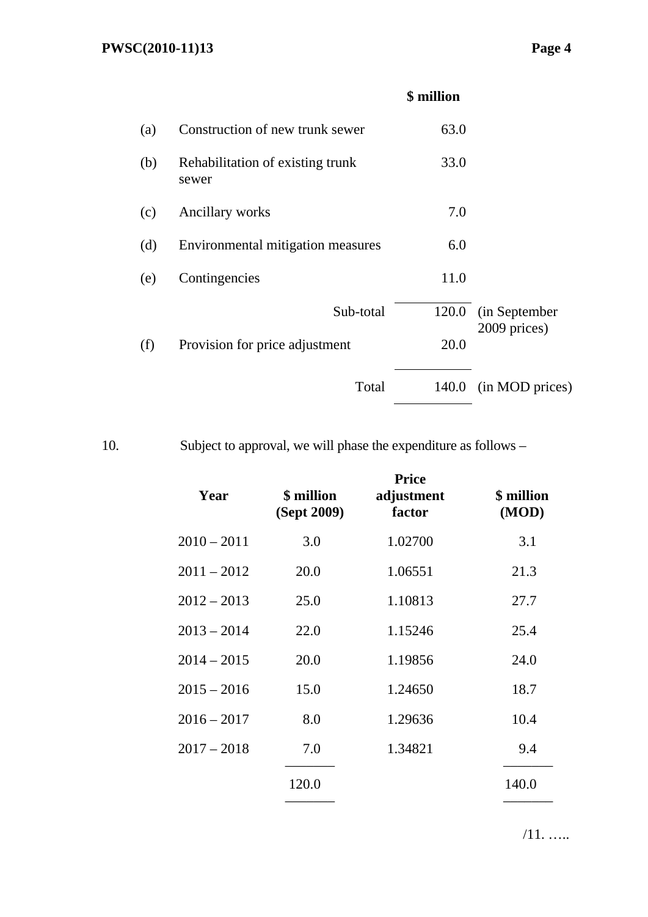| | | $ million | |
|---|---|---|---|
| (a) | Construction of new trunk sewer | 63.0 | |
| (b) | Rehabilitation of existing trunk sewer | 33.0 | |
| (c) | Ancillary works | 7.0 | |
| (d) | Environmental mitigation measures | 6.0 | |
| (e) | Contingencies | 11.0 | |
| | Sub-total | 120.0 | (in September 2009 prices) |
| (f) | Provision for price adjustment | 20.0 | |
| | Total | 140.0 | (in MOD prices) |

10. Subject to approval, we will phase the expenditure as follows –

| Year | $ million (Sept 2009) | Price adjustment factor | $ million (MOD) |
|---|---|---|---|
| 2010 – 2011 | 3.0 | 1.02700 | 3.1 |
| 2011 – 2012 | 20.0 | 1.06551 | 21.3 |
| 2012 – 2013 | 25.0 | 1.10813 | 27.7 |
| 2013 – 2014 | 22.0 | 1.15246 | 25.4 |
| 2014 – 2015 | 20.0 | 1.19856 | 24.0 |
| 2015 – 2016 | 15.0 | 1.24650 | 18.7 |
| 2016 – 2017 | 8.0 | 1.29636 | 10.4 |
| 2017 – 2018 | 7.0 | 1.34821 | 9.4 |
| | 120.0 | | 140.0 |

/11. …..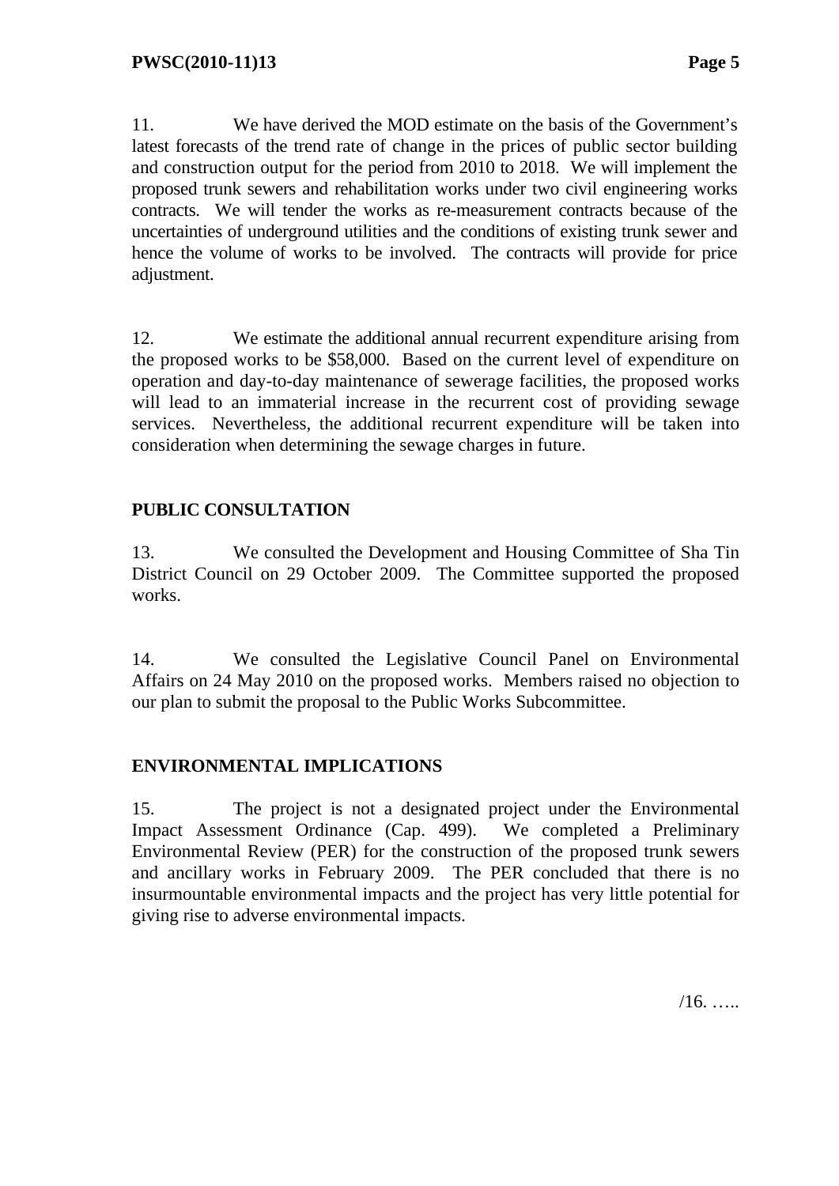11. We have derived the MOD estimate on the basis of the Government's latest forecasts of the trend rate of change in the prices of public sector building and construction output for the period from 2010 to 2018. We will implement the proposed trunk sewers and rehabilitation works under two civil engineering works contracts. We will tender the works as re-measurement contracts because of the uncertainties of underground utilities and the conditions of existing trunk sewer and hence the volume of works to be involved. The contracts will provide for price adjustment.

12. We estimate the additional annual recurrent expenditure arising from the proposed works to be $58,000. Based on the current level of expenditure on operation and day-to-day maintenance of sewerage facilities, the proposed works will lead to an immaterial increase in the recurrent cost of providing sewage services. Nevertheless, the additional recurrent expenditure will be taken into consideration when determining the sewage charges in future.

## PUBLIC CONSULTATION

13. We consulted the Development and Housing Committee of Sha Tin District Council on 29 October 2009. The Committee supported the proposed works.

14. We consulted the Legislative Council Panel on Environmental Affairs on 24 May 2010 on the proposed works. Members raised no objection to our plan to submit the proposal to the Public Works Subcommittee.

## ENVIRONMENTAL IMPLICATIONS

15. The project is not a designated project under the Environmental Impact Assessment Ordinance (Cap. 499). We completed a Preliminary Environmental Review (PER) for the construction of the proposed trunk sewers and ancillary works in February 2009. The PER concluded that there is no insurmountable environmental impacts and the project has very little potential for giving rise to adverse environmental impacts.

/16. …..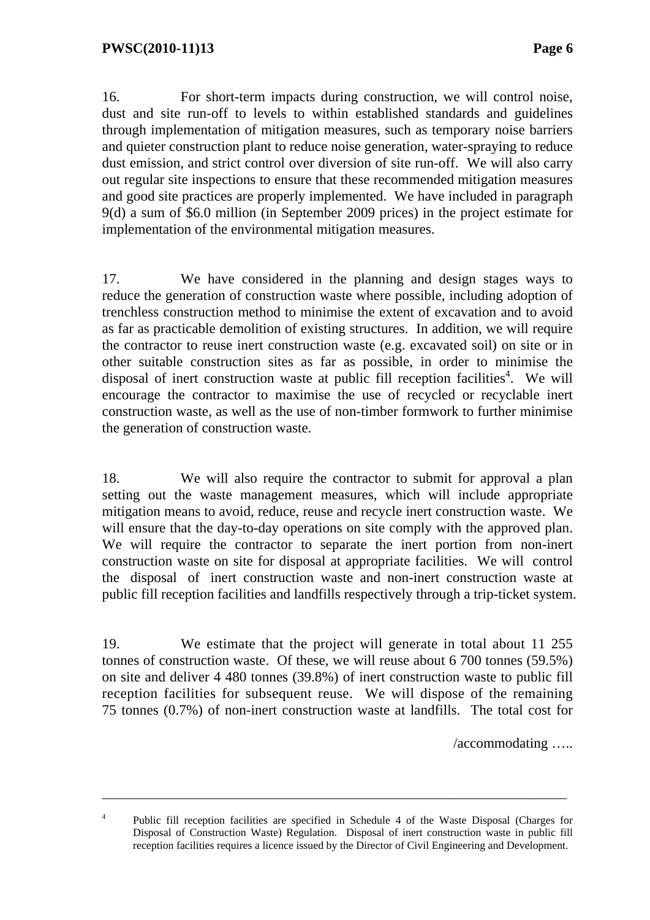16. For short-term impacts during construction, we will control noise, dust and site run-off to levels to within established standards and guidelines through implementation of mitigation measures, such as temporary noise barriers and quieter construction plant to reduce noise generation, water-spraying to reduce dust emission, and strict control over diversion of site run-off. We will also carry out regular site inspections to ensure that these recommended mitigation measures and good site practices are properly implemented. We have included in paragraph 9(d) a sum of $6.0 million (in September 2009 prices) in the project estimate for implementation of the environmental mitigation measures.

17. We have considered in the planning and design stages ways to reduce the generation of construction waste where possible, including adoption of trenchless construction method to minimise the extent of excavation and to avoid as far as practicable demolition of existing structures. In addition, we will require the contractor to reuse inert construction waste (e.g. excavated soil) on site or in other suitable construction sites as far as possible, in order to minimise the disposal of inert construction waste at public fill reception facilities[4]. We will encourage the contractor to maximise the use of recycled or recyclable inert construction waste, as well as the use of non-timber formwork to further minimise the generation of construction waste.

18. We will also require the contractor to submit for approval a plan setting out the waste management measures, which will include appropriate mitigation means to avoid, reduce, reuse and recycle inert construction waste. We will ensure that the day-to-day operations on site comply with the approved plan. We will require the contractor to separate the inert portion from non-inert construction waste on site for disposal at appropriate facilities. We will control the disposal of inert construction waste and non-inert construction waste at public fill reception facilities and landfills respectively through a trip-ticket system.

19. We estimate that the project will generate in total about 11 255 tonnes of construction waste. Of these, we will reuse about 6 700 tonnes (59.5%) on site and deliver 4 480 tonnes (39.8%) of inert construction waste to public fill reception facilities for subsequent reuse. We will dispose of the remaining 75 tonnes (0.7%) of non-inert construction waste at landfills. The total cost for

/accommodating …..

---

[4] Public fill reception facilities are specified in Schedule 4 of the Waste Disposal (Charges for Disposal of Construction Waste) Regulation. Disposal of inert construction waste in public fill reception facilities requires a licence issued by the Director of Civil Engineering and Development.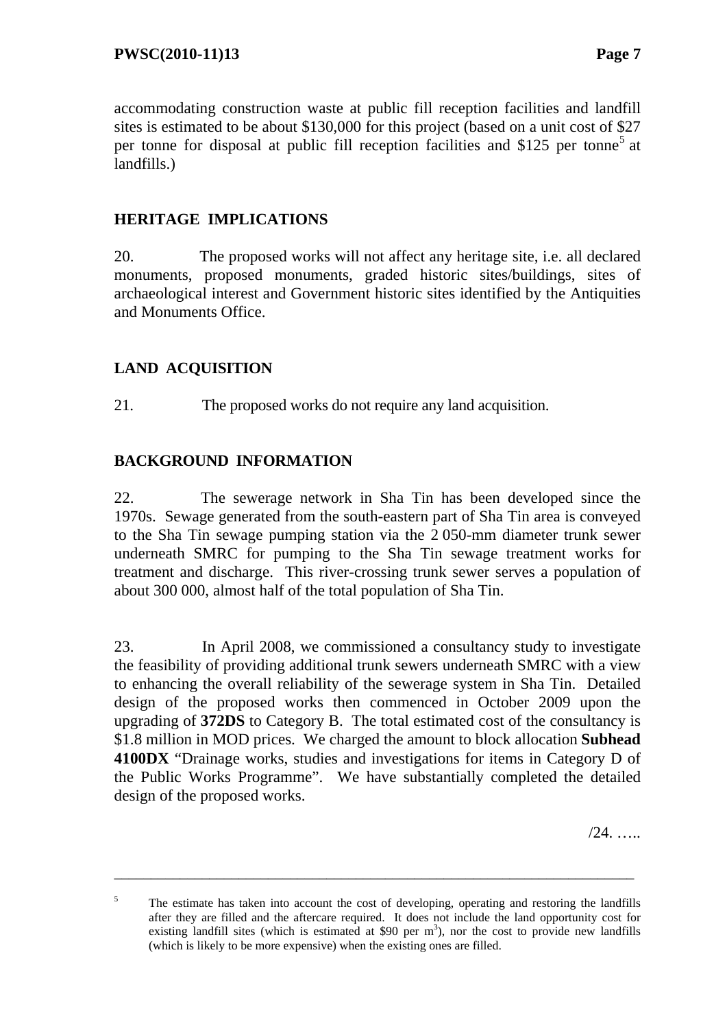accommodating construction waste at public fill reception facilities and landfill sites is estimated to be about $130,000 for this project (based on a unit cost of $27 per tonne for disposal at public fill reception facilities and $125 per tonne[5] at landfills.)

## HERITAGE IMPLICATIONS

20. The proposed works will not affect any heritage site, i.e. all declared monuments, proposed monuments, graded historic sites/buildings, sites of archaeological interest and Government historic sites identified by the Antiquities and Monuments Office.

## LAND ACQUISITION

21. The proposed works do not require any land acquisition.

## BACKGROUND INFORMATION

22. The sewerage network in Sha Tin has been developed since the 1970s. Sewage generated from the south-eastern part of Sha Tin area is conveyed to the Sha Tin sewage pumping station via the 2 050-mm diameter trunk sewer underneath SMRC for pumping to the Sha Tin sewage treatment works for treatment and discharge. This river-crossing trunk sewer serves a population of about 300 000, almost half of the total population of Sha Tin.

23. In April 2008, we commissioned a consultancy study to investigate the feasibility of providing additional trunk sewers underneath SMRC with a view to enhancing the overall reliability of the sewerage system in Sha Tin. Detailed design of the proposed works then commenced in October 2009 upon the upgrading of **372DS** to Category B. The total estimated cost of the consultancy is $1.8 million in MOD prices. We charged the amount to block allocation **Subhead 4100DX** "Drainage works, studies and investigations for items in Category D of the Public Works Programme". We have substantially completed the detailed design of the proposed works.

/24. …..

---

[5] The estimate has taken into account the cost of developing, operating and restoring the landfills after they are filled and the aftercare required. It does not include the land opportunity cost for existing landfill sites (which is estimated at $90 per $m^3$), nor the cost to provide new landfills (which is likely to be more expensive) when the existing ones are filled.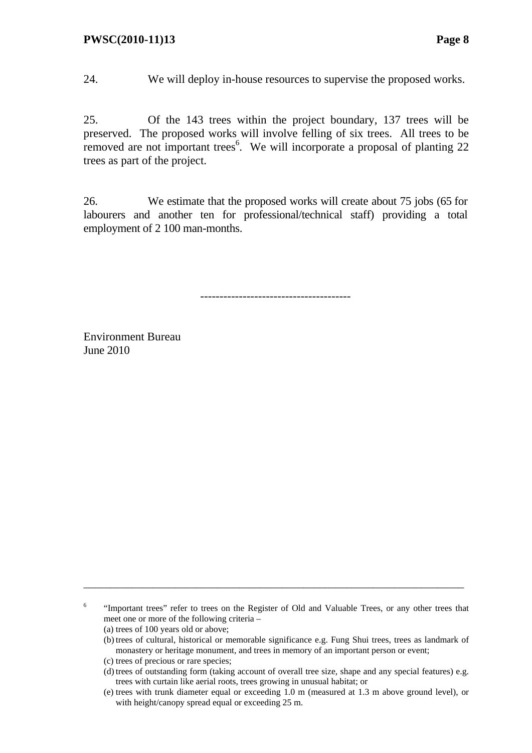24. We will deploy in-house resources to supervise the proposed works.

25. Of the 143 trees within the project boundary, 137 trees will be preserved. The proposed works will involve felling of six trees. All trees to be removed are not important trees[6]. We will incorporate a proposal of planting 22 trees as part of the project.

26. We estimate that the proposed works will create about 75 jobs (65 for labourers and another ten for professional/technical staff) providing a total employment of 2 100 man-months.

---------------------------------------

Environment Bureau
June 2010

---

[6] "Important trees" refer to trees on the Register of Old and Valuable Trees, or any other trees that meet one or more of the following criteria –

(a) trees of 100 years old or above;

(b) trees of cultural, historical or memorable significance e.g. Fung Shui trees, trees as landmark of monastery or heritage monument, and trees in memory of an important person or event;

(c) trees of precious or rare species;

(d) trees of outstanding form (taking account of overall tree size, shape and any special features) e.g. trees with curtain like aerial roots, trees growing in unusual habitat; or

(e) trees with trunk diameter equal or exceeding 1.0 m (measured at 1.3 m above ground level), or with height/canopy spread equal or exceeding 25 m.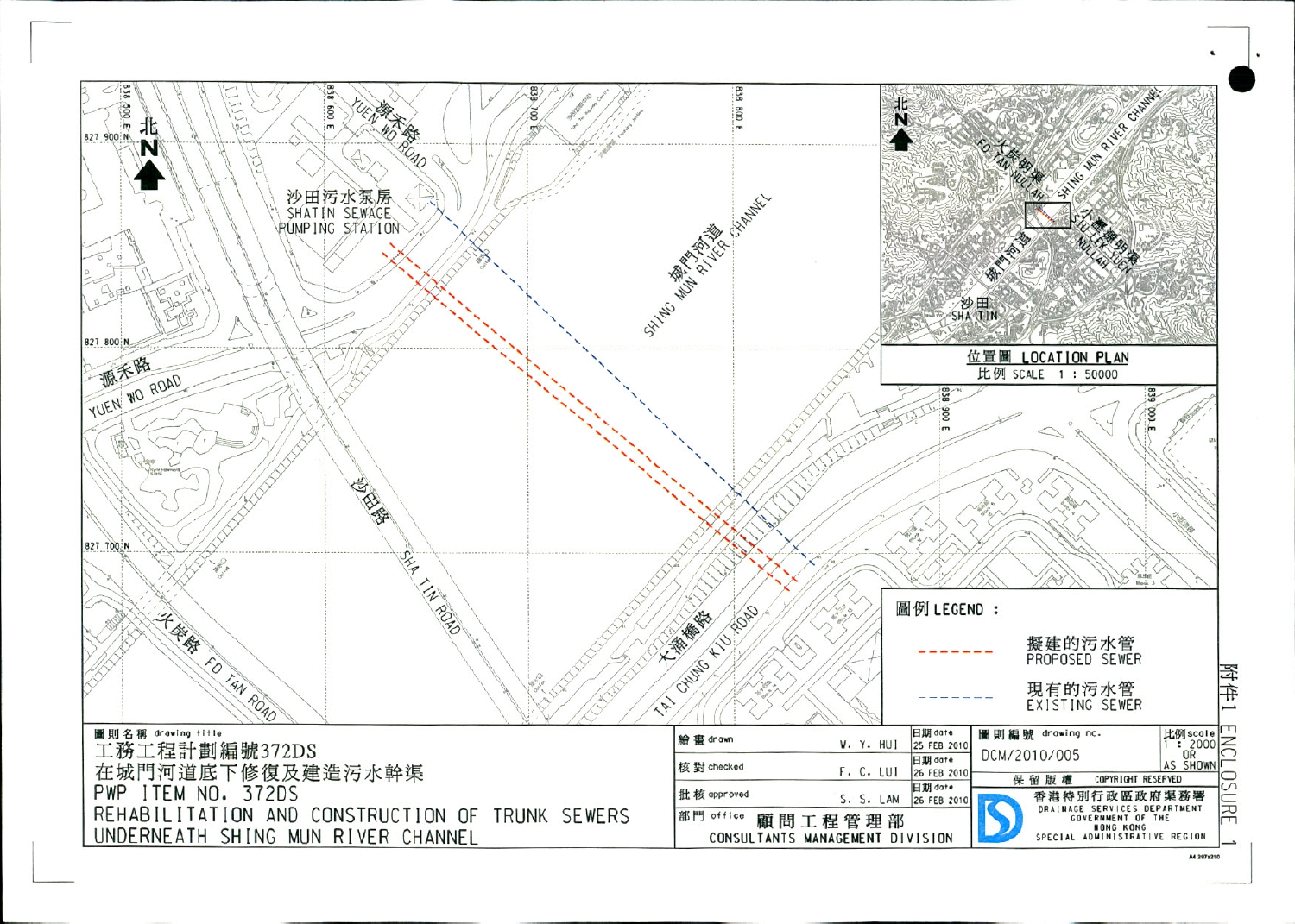附件1 ENCLOSURE 1

沙田污水泵房
SHATIN SEWAGE PUMPING STATION

源禾路 YUEN WO ROAD

城門河道 SHING MUN RIVER CHANNEL

沙田路 SHA TIN ROAD

火炭路 FO TAN ROAD

大涌橋路 TAI CHUNG KIU ROAD

838 500 E
838 600 E
838 700 E
838 800 E
838 900 E
839 000 E
827 900 N
827 800 N
827 700 N

北 N

位置圖 LOCATION PLAN
比例 SCALE 1 : 50000

火炭明渠 FO TAN NULLAH
城門河道 SHING MUN RIVER CHANNEL
小瀝源明渠 SIU LEK YUEN NULLAH
沙田 SHA TIN

圖例 LEGEND :

擬建的污水管
PROPOSED SEWER

現有的污水管
EXISTING SEWER

圖則名稱 drawing title
工務工程計劃編號372DS
在城門河道底下修復及建造污水幹渠
PWP ITEM NO. 372DS
REHABILITATION AND CONSTRUCTION OF TRUNK SEWERS UNDERNEATH SHING MUN RIVER CHANNEL

| | | | |
|---|---|---|---|
| 繪畫 drawn | W. Y. HUI | 日期 date | 25 FEB 2010 |
| 核對 checked | F. C. LUI | 日期 date | 26 FEB 2010 |
| 批核 approved | S. S. LAM | 日期 date | 26 FEB 2010 |
| 部門 office | 顧問工程管理部 CONSULTANTS MANAGEMENT DIVISION | | |

圖則編號 drawing no. DCM/2010/005

比例 scale 1 : 2000 OR AS SHOWN

保留版權 COPYRIGHT RESERVED

香港特別行政區政府渠務署
DRAINAGE SERVICES DEPARTMENT
GOVERNMENT OF THE HONG KONG SPECIAL ADMINISTRATIVE REGION

A4 297x210